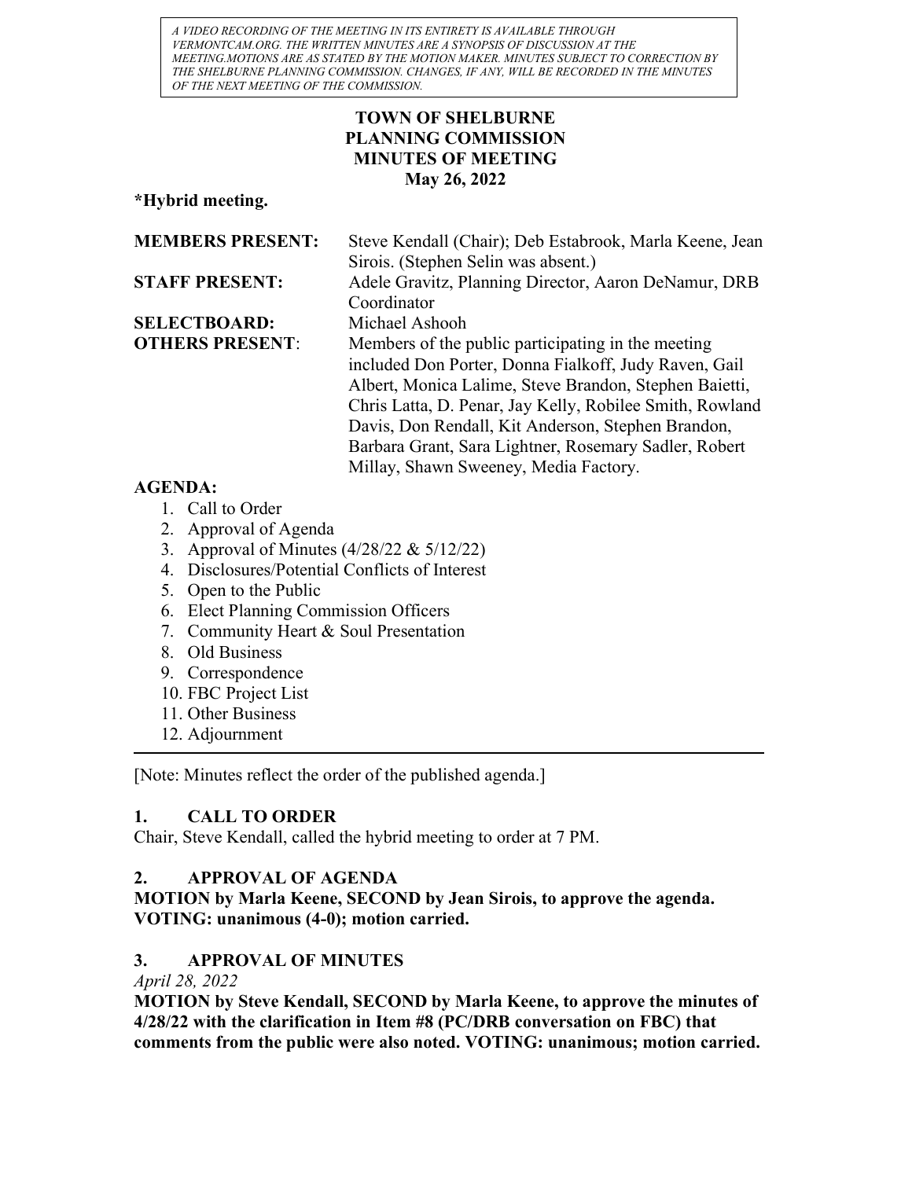*A VIDEO RECORDING OF THE MEETING IN ITS ENTIRETY IS AVAILABLE THROUGH VERMONTCAM.ORG. THE WRITTEN MINUTES ARE A SYNOPSIS OF DISCUSSION AT THE MEETING.MOTIONS ARE AS STATED BY THE MOTION MAKER. MINUTES SUBJECT TO CORRECTION BY THE SHELBURNE PLANNING COMMISSION. CHANGES, IF ANY, WILL BE RECORDED IN THE MINUTES OF THE NEXT MEETING OF THE COMMISSION.*

# TOWN OF SHELBURNE
# PLANNING COMMISSION
# MINUTES OF MEETING
## May 26, 2022

**\*Hybrid meeting.**

**MEMBERS PRESENT:** Steve Kendall (Chair); Deb Estabrook, Marla Keene, Jean Sirois. (Stephen Selin was absent.)

**STAFF PRESENT:** Adele Gravitz, Planning Director, Aaron DeNamur, DRB Coordinator

**SELECTBOARD:** Michael Ashooh

**OTHERS PRESENT:** Members of the public participating in the meeting included Don Porter, Donna Fialkoff, Judy Raven, Gail Albert, Monica Lalime, Steve Brandon, Stephen Baietti, Chris Latta, D. Penar, Jay Kelly, Robilee Smith, Rowland Davis, Don Rendall, Kit Anderson, Stephen Brandon, Barbara Grant, Sara Lightner, Rosemary Sadler, Robert Millay, Shawn Sweeney, Media Factory.

**AGENDA:**

1. Call to Order
2. Approval of Agenda
3. Approval of Minutes (4/28/22 & 5/12/22)
4. Disclosures/Potential Conflicts of Interest
5. Open to the Public
6. Elect Planning Commission Officers
7. Community Heart & Soul Presentation
8. Old Business
9. Correspondence
10. FBC Project List
11. Other Business
12. Adjournment

---

[Note: Minutes reflect the order of the published agenda.]

### 1. CALL TO ORDER

Chair, Steve Kendall, called the hybrid meeting to order at 7 PM.

### 2. APPROVAL OF AGENDA

**MOTION by Marla Keene, SECOND by Jean Sirois, to approve the agenda. VOTING: unanimous (4-0); motion carried.**

### 3. APPROVAL OF MINUTES

*April 28, 2022*

**MOTION by Steve Kendall, SECOND by Marla Keene, to approve the minutes of 4/28/22 with the clarification in Item #8 (PC/DRB conversation on FBC) that comments from the public were also noted. VOTING: unanimous; motion carried.**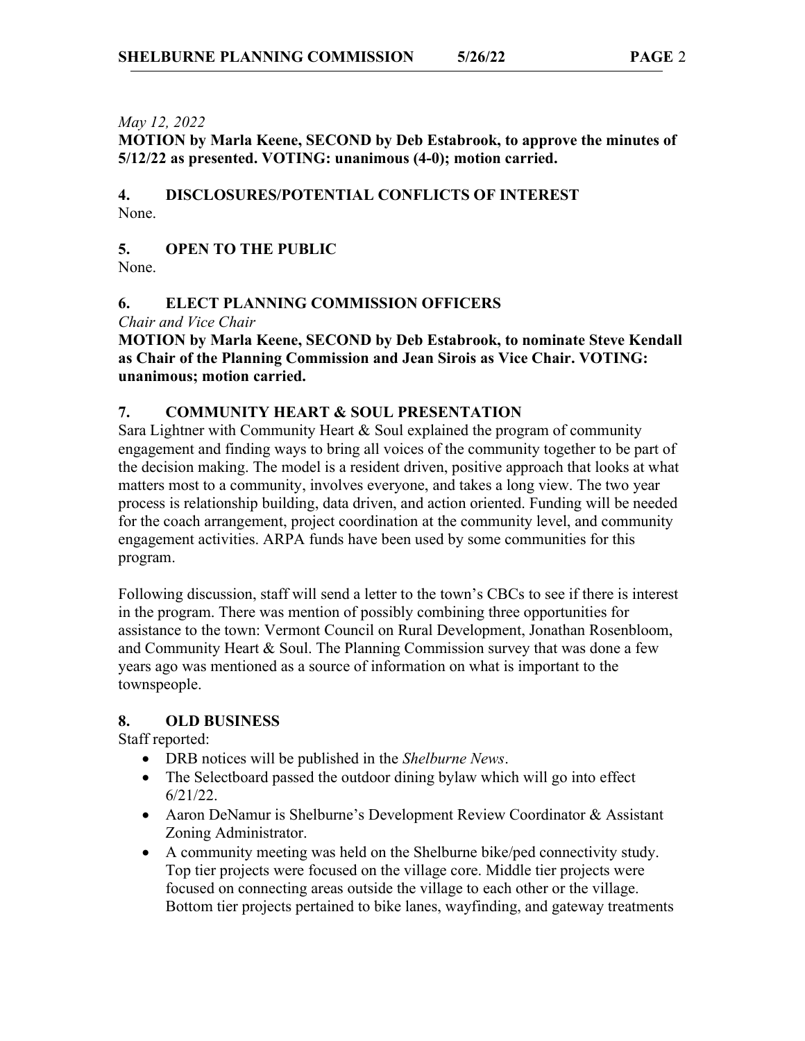*May 12, 2022*

**MOTION by Marla Keene, SECOND by Deb Estabrook, to approve the minutes of 5/12/22 as presented. VOTING: unanimous (4-0); motion carried.**

## 4. DISCLOSURES/POTENTIAL CONFLICTS OF INTEREST

None.

## 5. OPEN TO THE PUBLIC

None.

## 6. ELECT PLANNING COMMISSION OFFICERS

*Chair and Vice Chair*

**MOTION by Marla Keene, SECOND by Deb Estabrook, to nominate Steve Kendall as Chair of the Planning Commission and Jean Sirois as Vice Chair. VOTING: unanimous; motion carried.**

## 7. COMMUNITY HEART & SOUL PRESENTATION

Sara Lightner with Community Heart & Soul explained the program of community engagement and finding ways to bring all voices of the community together to be part of the decision making. The model is a resident driven, positive approach that looks at what matters most to a community, involves everyone, and takes a long view. The two year process is relationship building, data driven, and action oriented. Funding will be needed for the coach arrangement, project coordination at the community level, and community engagement activities. ARPA funds have been used by some communities for this program.

Following discussion, staff will send a letter to the town's CBCs to see if there is interest in the program. There was mention of possibly combining three opportunities for assistance to the town: Vermont Council on Rural Development, Jonathan Rosenbloom, and Community Heart & Soul. The Planning Commission survey that was done a few years ago was mentioned as a source of information on what is important to the townspeople.

## 8. OLD BUSINESS

Staff reported:

- DRB notices will be published in the *Shelburne News*.
- The Selectboard passed the outdoor dining bylaw which will go into effect 6/21/22.
- Aaron DeNamur is Shelburne's Development Review Coordinator & Assistant Zoning Administrator.
- A community meeting was held on the Shelburne bike/ped connectivity study. Top tier projects were focused on the village core. Middle tier projects were focused on connecting areas outside the village to each other or the village. Bottom tier projects pertained to bike lanes, wayfinding, and gateway treatments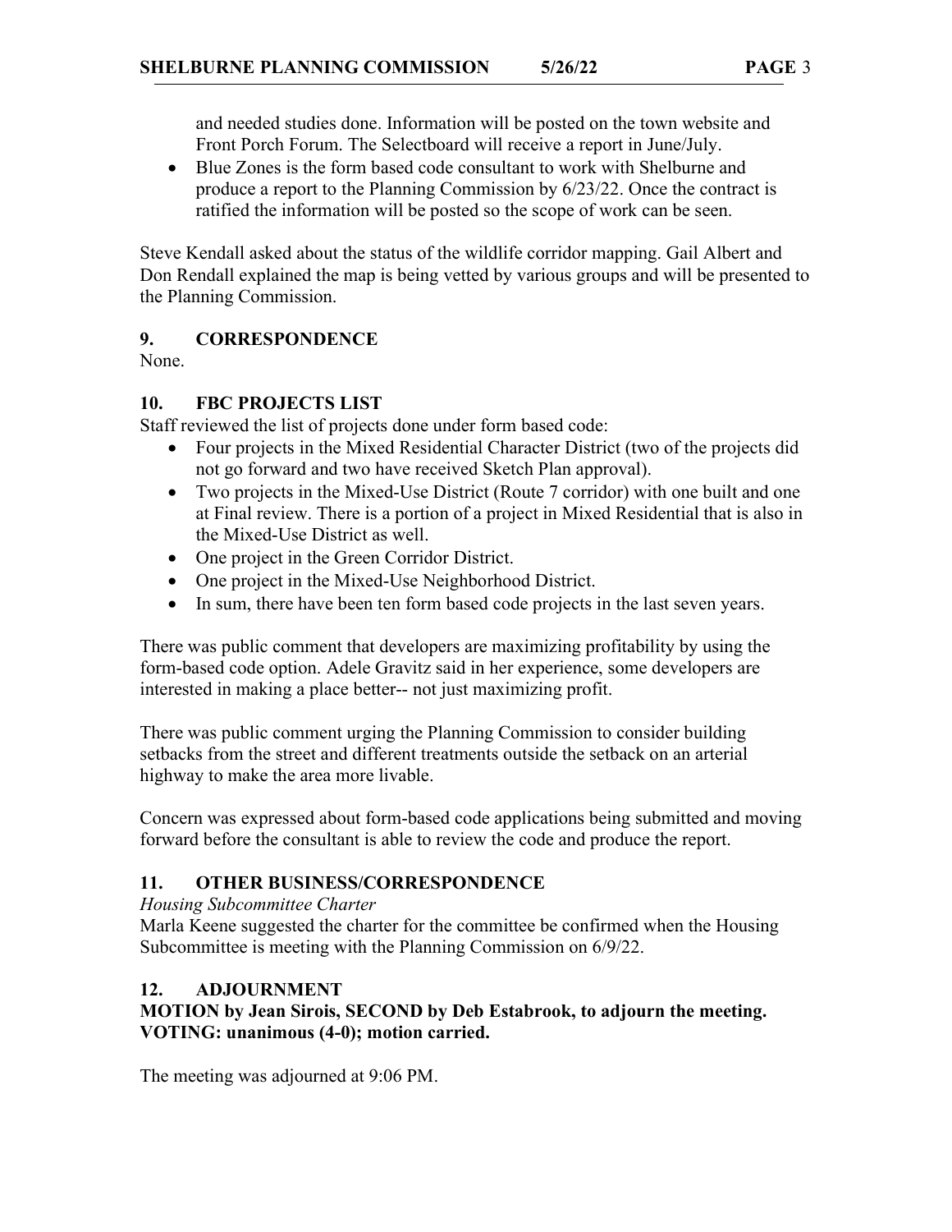and needed studies done. Information will be posted on the town website and Front Porch Forum. The Selectboard will receive a report in June/July.

- Blue Zones is the form based code consultant to work with Shelburne and produce a report to the Planning Commission by 6/23/22. Once the contract is ratified the information will be posted so the scope of work can be seen.

Steve Kendall asked about the status of the wildlife corridor mapping. Gail Albert and Don Rendall explained the map is being vetted by various groups and will be presented to the Planning Commission.

## 9. CORRESPONDENCE

None.

## 10. FBC PROJECTS LIST

Staff reviewed the list of projects done under form based code:

- Four projects in the Mixed Residential Character District (two of the projects did not go forward and two have received Sketch Plan approval).
- Two projects in the Mixed-Use District (Route 7 corridor) with one built and one at Final review. There is a portion of a project in Mixed Residential that is also in the Mixed-Use District as well.
- One project in the Green Corridor District.
- One project in the Mixed-Use Neighborhood District.
- In sum, there have been ten form based code projects in the last seven years.

There was public comment that developers are maximizing profitability by using the form-based code option. Adele Gravitz said in her experience, some developers are interested in making a place better-- not just maximizing profit.

There was public comment urging the Planning Commission to consider building setbacks from the street and different treatments outside the setback on an arterial highway to make the area more livable.

Concern was expressed about form-based code applications being submitted and moving forward before the consultant is able to review the code and produce the report.

## 11. OTHER BUSINESS/CORRESPONDENCE

*Housing Subcommittee Charter*

Marla Keene suggested the charter for the committee be confirmed when the Housing Subcommittee is meeting with the Planning Commission on 6/9/22.

## 12. ADJOURNMENT

**MOTION by Jean Sirois, SECOND by Deb Estabrook, to adjourn the meeting. VOTING: unanimous (4-0); motion carried.**

The meeting was adjourned at 9:06 PM.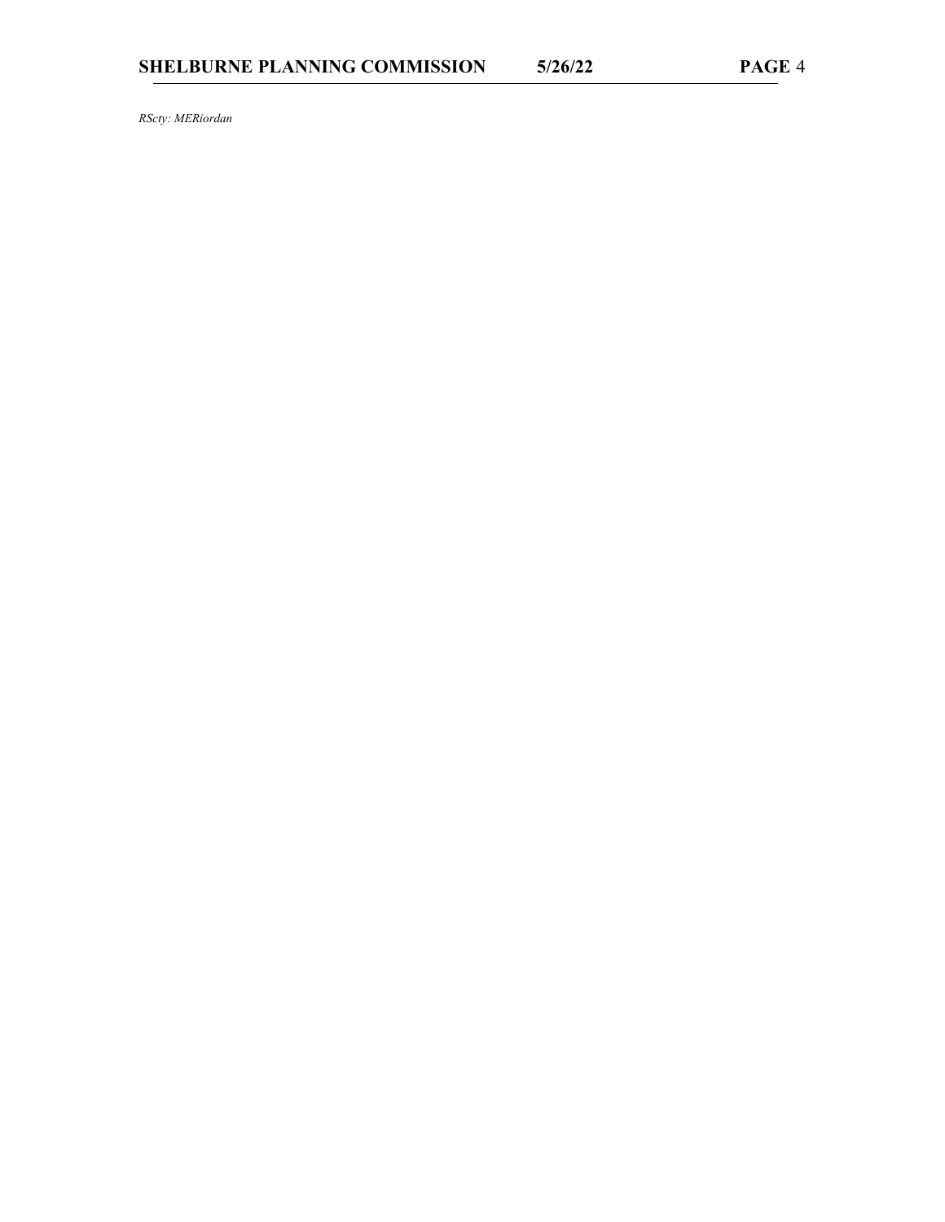*RScty: MERiordan*